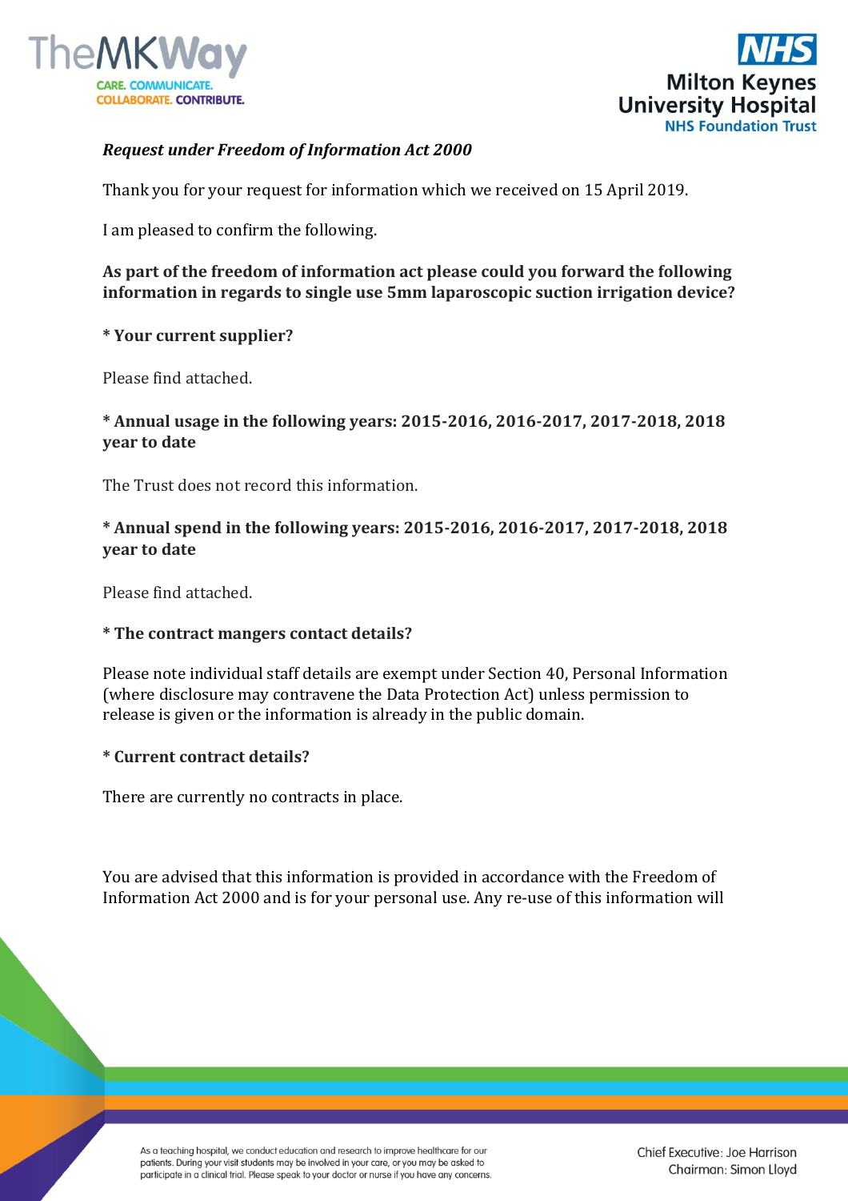*Request under Freedom of Information Act 2000*

Thank you for your request for information which we received on 15 April 2019.

I am pleased to confirm the following.

**As part of the freedom of information act please could you forward the following information in regards to single use 5mm laparoscopic suction irrigation device?**

**\* Your current supplier?**

Please find attached.

**\* Annual usage in the following years: 2015-2016, 2016-2017, 2017-2018, 2018 year to date**

The Trust does not record this information.

**\* Annual spend in the following years: 2015-2016, 2016-2017, 2017-2018, 2018 year to date**

Please find attached.

**\* The contract mangers contact details?**

Please note individual staff details are exempt under Section 40, Personal Information (where disclosure may contravene the Data Protection Act) unless permission to release is given or the information is already in the public domain.

**\* Current contract details?**

There are currently no contracts in place.

You are advised that this information is provided in accordance with the Freedom of Information Act 2000 and is for your personal use. Any re-use of this information will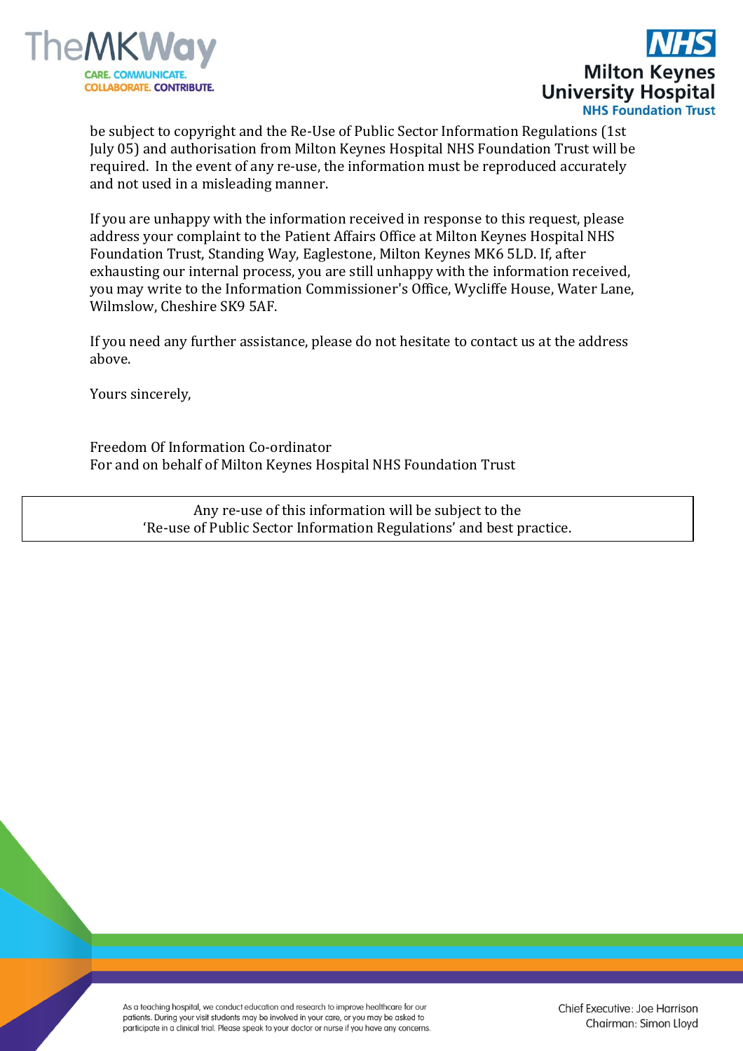be subject to copyright and the Re-Use of Public Sector Information Regulations (1st July 05) and authorisation from Milton Keynes Hospital NHS Foundation Trust will be required. In the event of any re-use, the information must be reproduced accurately and not used in a misleading manner.

If you are unhappy with the information received in response to this request, please address your complaint to the Patient Affairs Office at Milton Keynes Hospital NHS Foundation Trust, Standing Way, Eaglestone, Milton Keynes MK6 5LD. If, after exhausting our internal process, you are still unhappy with the information received, you may write to the Information Commissioner's Office, Wycliffe House, Water Lane, Wilmslow, Cheshire SK9 5AF.

If you need any further assistance, please do not hesitate to contact us at the address above.

Yours sincerely,

Freedom Of Information Co-ordinator
For and on behalf of Milton Keynes Hospital NHS Foundation Trust

Any re-use of this information will be subject to the
'Re-use of Public Sector Information Regulations' and best practice.